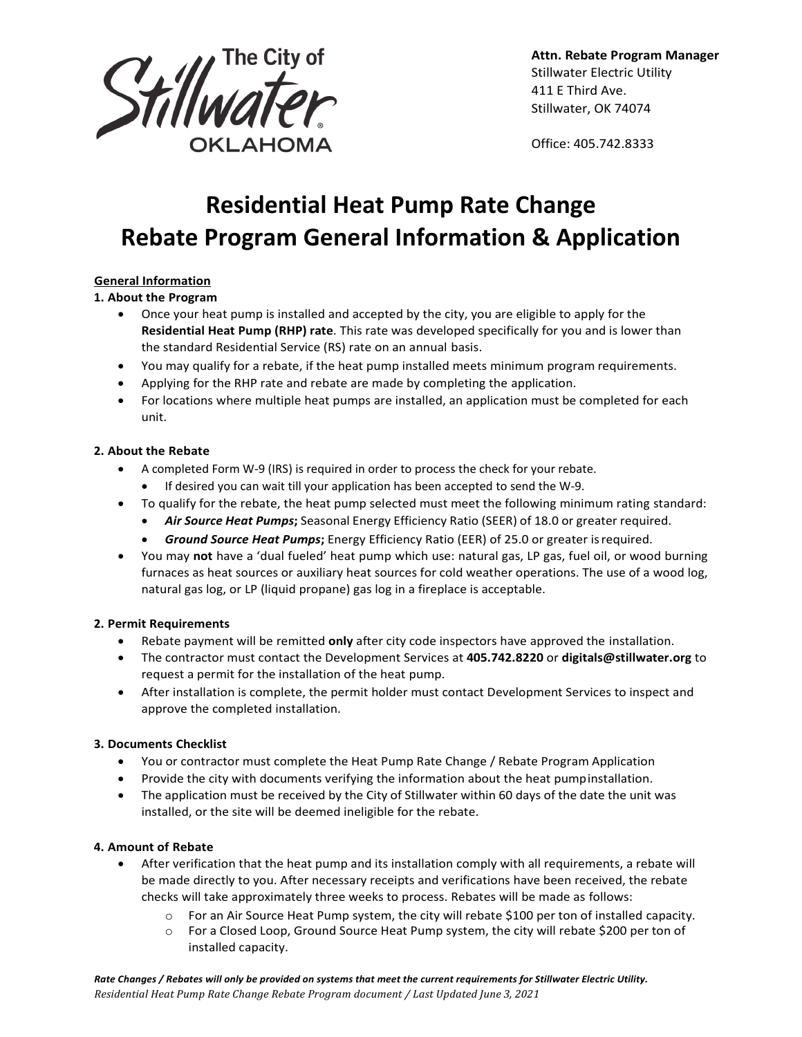The City of Stillwater OKLAHOMA

**Attn. Rebate Program Manager**
Stillwater Electric Utility
411 E Third Ave.
Stillwater, OK 74074

Office: 405.742.8333

# Residential Heat Pump Rate Change Rebate Program General Information & Application

**General Information**

**1. About the Program**

- Once your heat pump is installed and accepted by the city, you are eligible to apply for the **Residential Heat Pump (RHP) rate**. This rate was developed specifically for you and is lower than the standard Residential Service (RS) rate on an annual basis.
- You may qualify for a rebate, if the heat pump installed meets minimum program requirements.
- Applying for the RHP rate and rebate are made by completing the application.
- For locations where multiple heat pumps are installed, an application must be completed for each unit.

**2. About the Rebate**

- A completed Form W-9 (IRS) is required in order to process the check for your rebate.
  - If desired you can wait till your application has been accepted to send the W-9.
- To qualify for the rebate, the heat pump selected must meet the following minimum rating standard:
  - ***Air Source Heat Pumps*;** Seasonal Energy Efficiency Ratio (SEER) of 18.0 or greater required.
  - ***Ground Source Heat Pumps*;** Energy Efficiency Ratio (EER) of 25.0 or greater is required.
- You may **not** have a 'dual fueled' heat pump which use: natural gas, LP gas, fuel oil, or wood burning furnaces as heat sources or auxiliary heat sources for cold weather operations. The use of a wood log, natural gas log, or LP (liquid propane) gas log in a fireplace is acceptable.

**2. Permit Requirements**

- Rebate payment will be remitted **only** after city code inspectors have approved the installation.
- The contractor must contact the Development Services at **405.742.8220** or **digitals@stillwater.org** to request a permit for the installation of the heat pump.
- After installation is complete, the permit holder must contact Development Services to inspect and approve the completed installation.

**3. Documents Checklist**

- You or contractor must complete the Heat Pump Rate Change / Rebate Program Application
- Provide the city with documents verifying the information about the heat pump installation.
- The application must be received by the City of Stillwater within 60 days of the date the unit was installed, or the site will be deemed ineligible for the rebate.

**4. Amount of Rebate**

- After verification that the heat pump and its installation comply with all requirements, a rebate will be made directly to you. After necessary receipts and verifications have been received, the rebate checks will take approximately three weeks to process. Rebates will be made as follows:
  - For an Air Source Heat Pump system, the city will rebate $100 per ton of installed capacity.
  - For a Closed Loop, Ground Source Heat Pump system, the city will rebate $200 per ton of installed capacity.

***Rate Changes / Rebates will only be provided on systems that meet the current requirements for Stillwater Electric Utility.***
*Residential Heat Pump Rate Change Rebate Program document / Last Updated June 3, 2021*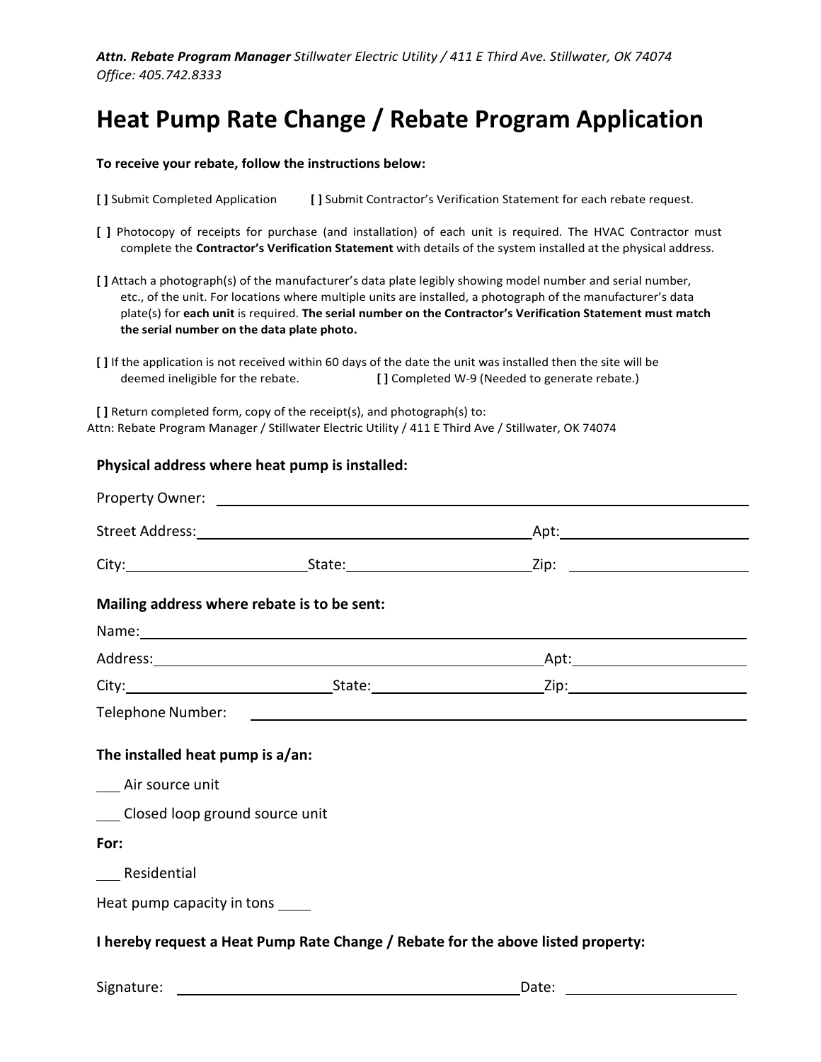***Attn. Rebate Program Manager*** *Stillwater Electric Utility / 411 E Third Ave. Stillwater, OK 74074*
*Office: 405.742.8333*

# Heat Pump Rate Change / Rebate Program Application

**To receive your rebate, follow the instructions below:**

**[ ]** Submit Completed Application **[ ]** Submit Contractor's Verification Statement for each rebate request.

**[ ]** Photocopy of receipts for purchase (and installation) of each unit is required. The HVAC Contractor must complete the **Contractor's Verification Statement** with details of the system installed at the physical address.

**[ ]** Attach a photograph(s) of the manufacturer's data plate legibly showing model number and serial number, etc., of the unit. For locations where multiple units are installed, a photograph of the manufacturer's data plate(s) for **each unit** is required. **The serial number on the Contractor's Verification Statement must match the serial number on the data plate photo.**

**[ ]** If the application is not received within 60 days of the date the unit was installed then the site will be deemed ineligible for the rebate. **[ ]** Completed W-9 (Needed to generate rebate.)

**[ ]** Return completed form, copy of the receipt(s), and photograph(s) to:
Attn: Rebate Program Manager / Stillwater Electric Utility / 411 E Third Ave / Stillwater, OK 74074

**Physical address where heat pump is installed:**

Property Owner: ______________________________

Street Address: ______________________________ Apt: ____________

City: ____________ State: ____________ Zip: ____________

**Mailing address where rebate is to be sent:**

Name: ______________________________

Address: ______________________________ Apt: ____________

City: ____________ State: ____________ Zip: ____________

Telephone Number: ______________________________

**The installed heat pump is a/an:**

___ Air source unit

___ Closed loop ground source unit

**For:**

___ Residential

Heat pump capacity in tons ____

**I hereby request a Heat Pump Rate Change / Rebate for the above listed property:**

Signature: ______________________________ Date: ____________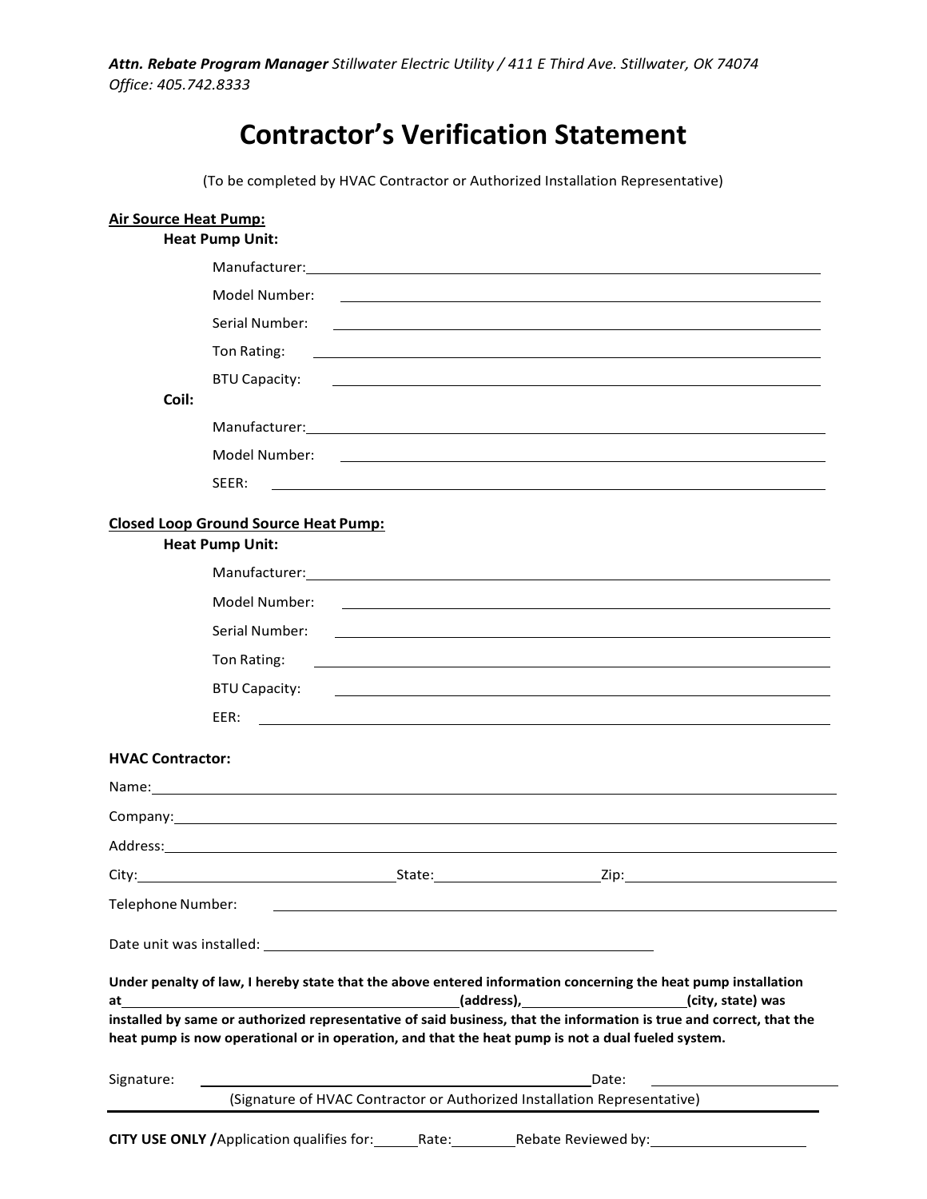***Attn. Rebate Program Manager** Stillwater Electric Utility / 411 E Third Ave. Stillwater, OK 74074*
*Office: 405.742.8333*

# Contractor's Verification Statement

(To be completed by HVAC Contractor or Authorized Installation Representative)

**Air Source Heat Pump:**

**Heat Pump Unit:**

Manufacturer: ____________________

Model Number: ____________________

Serial Number: ____________________

Ton Rating: ____________________

BTU Capacity: ____________________

**Coil:**

Manufacturer: ____________________

Model Number: ____________________

SEER: ____________________

**Closed Loop Ground Source Heat Pump:**

**Heat Pump Unit:**

Manufacturer: ____________________

Model Number: ____________________

Serial Number: ____________________

Ton Rating: ____________________

BTU Capacity: ____________________

EER: ____________________

**HVAC Contractor:**

Name: ____________________

Company: ____________________

Address: ____________________

City: ____________________ State: ____________________ Zip: ____________________

Telephone Number: ____________________

Date unit was installed: ____________________

**Under penalty of law, I hereby state that the above entered information concerning the heat pump installation at ____________________ (address), ____________________ (city, state) was installed by same or authorized representative of said business, that the information is true and correct, that the heat pump is now operational or in operation, and that the heat pump is not a dual fueled system.**

Signature: ____________________ Date: ____________________

(Signature of HVAC Contractor or Authorized Installation Representative)

---

**CITY USE ONLY /** Application qualifies for: ______ Rate: ______ Rebate Reviewed by: ____________________